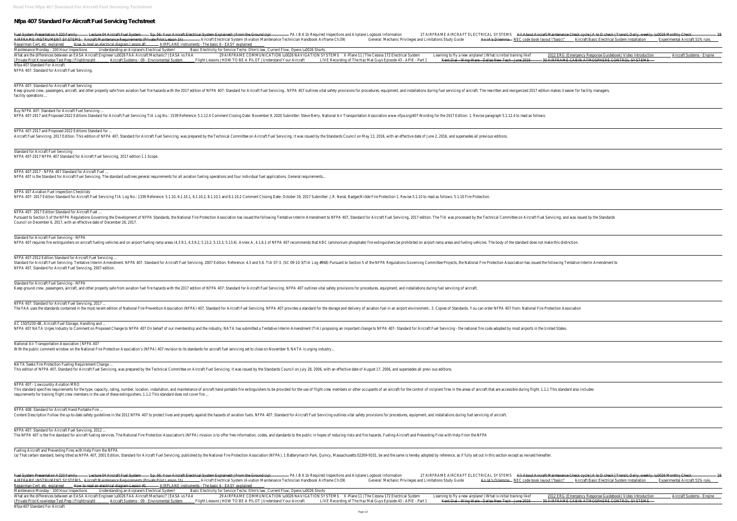# Nfpa 407 Standard For Aircraft Fuel Servicing Techstreet

Fuel System Presentation A320 Family Lecture 04 Aircraft Fuel System Ep. 56: Your Aircraft Electrical System Explained! | From the Ground Up! PA.I.B.K1b Required Inspections and Airplane Logbook Information 27 AIRFRAME AIRCRAFT ELECTRICAL SYSTEMS All About Aircraft Maintenance Check cycle | A to D check | Transit, Daily, weekly, \u0026 Monthly Check 28 AIRFRAME INSTRUMENT SYSTEMS Aircraft Maintenance Requirements (Private Pilot Lesson 1h) Aircraft Electrical System (Aviation Maintenance Technician Handbook Airframe Ch.09) General: Mechanic Privileges and Limitations Study Guide An IA's Dilemma NEC code book layout \"basic\" Aircraft Basic Electrical System Installation Experimental Aircraft 51% rule, Repairman Cert, etc. explained How to read an electrical diagram Lesson #1 AIRPLANE instruments - The basic 6 - EASY explained

Maintenance Monday - 100 Hour Inspections Understanding an Airplane's Electrical System! Basic Electricity for Service Techs: Ohm's law, Current Flow, Opens \u0026 Shorts

What are the differences between an EASA Aircraft Engineer \u0026 FAA Aircraft Mechanic? | EASA vs FAA 29 AIRFRAME COMMUNICATION \u0026 NAVIGATION SYSTEMS X-Plane 11 | The Cessna 172 Electrical System Learning to fly a new airplane! | What is initial training like? 2012 ERG (Emergency Response Guidebook) Video Introduction Aircraft Systems - Engine | Private Pilot Knowledge Test Prep | FlightInsight Aircraft Systems - 09 - Enviromental System Flight Lessons | HOW TO BE A PILOT | Understand Your Aircraft LIVE Recording of The Haz Mat Guys Episode 43 - APIE - Part 1 Kent Dial - Wing Ware - Dallas New Tech - June 2016 30 AIRFRAME CABIN ATMOSPHERE CONTROL SYSTEMS

Nfpa 407 Standard For Aircraft
NFPA 407: Standard for Aircraft Fuel Servicing.

NFPA 407: Standard for Aircraft Fuel Servicing
Keep ground crew, passengers, aircraft, and other property safe from aviation fuel fire hazards with the 2017 edition of NFPA 407: Standard for Aircraft Fuel Servicing.. NFPA 407 outlines vital safety provisions for procedures, equipment, and installations during fuel servicing of aircraft. The rewritten and reorganized 2017 edition makes it easier for facility managers, facility operations ...

Buy NFPA 407: Standard for Aircraft Fuel Servicing ...
NFPA 407-2017 and Proposed 2022 Editions Standard for Aircraft Fuel Servicing TIA Log No.: 1539 Reference: 5.1.12.4 Comment Closing Date: November 9, 2020 Submitter: Steve Berry, National Air Transportation Association www.nfpa.org/407 Wording for the 2017 Edition: 1. Revise paragraph 5.1.12.4 to read as follows:

NFPA 407-2017 and Proposed 2022 Editions Standard for ...
Aircraft Fuel Servicing. 2017 Edition. This edition of NFPA 407, Standard for Aircraft Fuel Servicing, was prepared by the Technical Committee on Aircraft Fuel Servicing. It was issued by the Standards Council on May 13, 2016, with an effective date of June 2, 2016, and supersedes all previous editions.

Standard for Aircraft Fuel Servicing
NFPA 407-2017 NFPA 407 Standard for Aircraft Fuel Servicing, 2017 edition 1.1 Scope.

NFPA 407-2017 - NFPA 407 Standard for Aircraft Fuel ...
NFPA 407 is the Standard for Aircraft Fuel Servicing. The standard outlines general requirements for all aviation fueling operations and four individual fuel applications. General requirements...

NFPA 407 Aviation Fuel Inspection Checklists
NFPA 407- 2017 Edition Standard for Aircraft Fuel Servicing TIA Log No.: 1339 Reference: 5.1.10, 6.1.10.1, 6.1.10.2, 8.1.10.1 and 8.1.10.2 Comment Closing Date: October 19, 2017 Submitter: J.R. Nerat, Badger/Kidde Fire Protection 1. Revise 5.1.10 to read as follows: 5.1.10 Fire Protection.

NFPA 407- 2017 Edition Standard for Aircraft Fuel ...
Pursuant to Section 5 of the NFPA Regulations Governing the Development of NFPA Standards, the National Fire Protection Association has issued the following Tentative Interim Amendment to NFPA 407, Standard for Aircraft Fuel Servicing, 2017 edition. The TIA was processed by the Technical Committee on Aircraft Fuel Servicing, and was issued by the Standards Council on December 6, 2017, with an effective date of December 26, 2017.

Standard for Aircraft Fuel Servicing - NFPA
NFPA 407 requires fire extinguishers on aircraft fueling vehicles and on airport fueling ramp areas (4.3.9.1, 4.3.9.2, 5.13.2, 5.13.3, 5.13.4). Annex A, 4.1.6.1 of NFPA 407 recommends that ABC (ammonium phosphate) fire extinguishers be prohibited on airport ramp areas and fueling vehicles. The body of the standard does not make this distinction.

NFPA 407-2012 Edition Standard for Aircraft Fuel Servicing ...
Standard for Aircraft Fuel Servicing. Tentative Interim Amendment. NFPA 407. Standard for Aircraft Fuel Servicing. 2007 Edition. Reference: 4.3 and 5.6. TIA 07-3. (SC 09-10-3/TIA Log #968) Pursuant to Section 5 of the NFPA Regulations Governing Committee Projects, the National Fire Protection Association has issued the following Tentative Interim Amendment to NFPA 407, Standard for Aircraft Fuel Servicing, 2007 edition.

Standard for Aircraft Fuel Servicing - NFPA
Keep ground crew, passengers, aircraft, and other property safe from aviation fuel fire hazards with the 2017 edition of NFPA 407: Standard for Aircraft Fuel Servicing. NFPA 407 outlines vital safety provisions for procedures, equipment, and installations during fuel servicing of aircraft.

NFPA 407: Standard for Aircraft Fuel Servicing, 2017 ...
The FAA uses the standards contained in the most recent edition of National Fire Prevention Association (NFPA) 407, Standard for Aircraft Fuel Servicing. NFPA 407 provides a standard for the storage and delivery of aviation fuel in an airport environment.. 3. Copies of Standards. You can order NFPA 407 from: National Fire Protection Association

AC 150/5230-4B, Aircraft Fuel Storage, Handling and ...
NFPA 407 NATA Urges Industry to Comment on Proposed Change to NFPA 407 On behalf of our membership and the industry, NATA has submitted a Tentative Interim Amendment (TIA) proposing an important change to NFPA 407- Standard for Aircraft Fuel Servicing - the national fire code adopted by most airports in the United States.

National Air Transportation Association | NFPA 407
With the public comment window on the National Fire Protection Association's (NFPA) 407 revision to its standards for aircraft fuel servicing set to close on November 9, NATA is urging industry...

NATA Seeks Fire Protection Fueling Requirement Change ...
This edition of NFPA 407, Standard for Aircraft Fuel Servicing, was prepared by the Technical Committee on Aircraft Fuel Servicing. It was issued by the Standards Council on July 28, 2006, with an effective date of August 17, 2006, and supersedes all previ ous editions.

NFPA 407 - Lowcountry Aviation MRO
This standard specifies requirements for the type, capacity, rating, number, location, installation, and maintenance of aircraft hand portable fire extinguishers to be provided for the use of flight crew members or other occupants of an aircraft for the control of incipient fires in the areas of aircraft that are accessible during flight. 1.1.1 This standard also includes requirements for training flight crew members in the use of these extinguishers. 1.1.2 This standard does not cover fire ...

NFPA 408: Standard for Aircraft Hand Portable Fire ...
Content Description Follow the up-to-date safety guidelines in the 2012 NFPA 407 to protect lives and property against the hazards of aviation fuels. NFPA 407: Standard for Aircraft Fuel Servicing outlines vital safety provisions for procedures, equipment, and installations during fuel servicing of aircraft.

NFPA 407: Standard for Aircraft Fuel Servicing, 2012 ...
The NFPA 407 is the fire standard for aircraft fueling services. The National Fire Protection Association's (NFPA) mission is to offer free information, codes, and standards to the public in hopes of reducing risks and fire hazards. Fueling Aircraft and Preventing Fires with Help From the NFPA

Fueling Aircraft and Preventing Fires with Help From the NFPA
(a) That certain standard, being titled as NFPA 407, 2001 Edition, Standard for Aircraft Fuel Servicing, published by the National Fire Protection Association (NFPA), 1 Batterymarch Park, Quincy, Massachusetts 02269-9101, be and the same is hereby adopted by reference, as if fully set out in this section except as revised hereafter.

Fuel System Presentation A320 Family Lecture 04 Aircraft Fuel System Ep. 56: Your Aircraft Electrical System Explained! | From the Ground Up! PA.I.B.K1b Required Inspections and Airplane Logbook Information 27 AIRFRAME AIRCRAFT ELECTRICAL SYSTEMS All About Aircraft Maintenance Check cycle | A to D check | Transit, Daily, weekly, \u0026 Monthly Check 28 AIRFRAME INSTRUMENT SYSTEMS Aircraft Maintenance Requirements (Private Pilot Lesson 1h) Aircraft Electrical System (Aviation Maintenance Technician Handbook Airframe Ch.09) General: Mechanic Privileges and Limitations Study Guide An IA's Dilemma NEC code book layout \"basic\" Aircraft Basic Electrical System Installation Experimental Aircraft 51% rule, Repairman Cert, etc. explained How to read an electrical diagram Lesson #1 AIRPLANE instruments - The basic 6 - EASY explained

Maintenance Monday - 100 Hour Inspections Understanding an Airplane's Electrical System! Basic Electricity for Service Techs: Ohm's law, Current Flow, Opens \u0026 Shorts

What are the differences between an EASA Aircraft Engineer \u0026 FAA Aircraft Mechanic? | EASA vs FAA 29 AIRFRAME COMMUNICATION \u0026 NAVIGATION SYSTEMS X-Plane 11 | The Cessna 172 Electrical System Learning to fly a new airplane! | What is initial training like? 2012 ERG (Emergency Response Guidebook) Video Introduction Aircraft Systems - Engine | Private Pilot Knowledge Test Prep | FlightInsight Aircraft Systems - 09 - Enviromental System Flight Lessons | HOW TO BE A PILOT | Understand Your Aircraft LIVE Recording of The Haz Mat Guys Episode 43 - APIE - Part 1 Kent Dial - Wing Ware - Dallas New Tech - June 2016 30 AIRFRAME CABIN ATMOSPHERE CONTROL SYSTEMS

Nfpa 407 Standard For Aircraft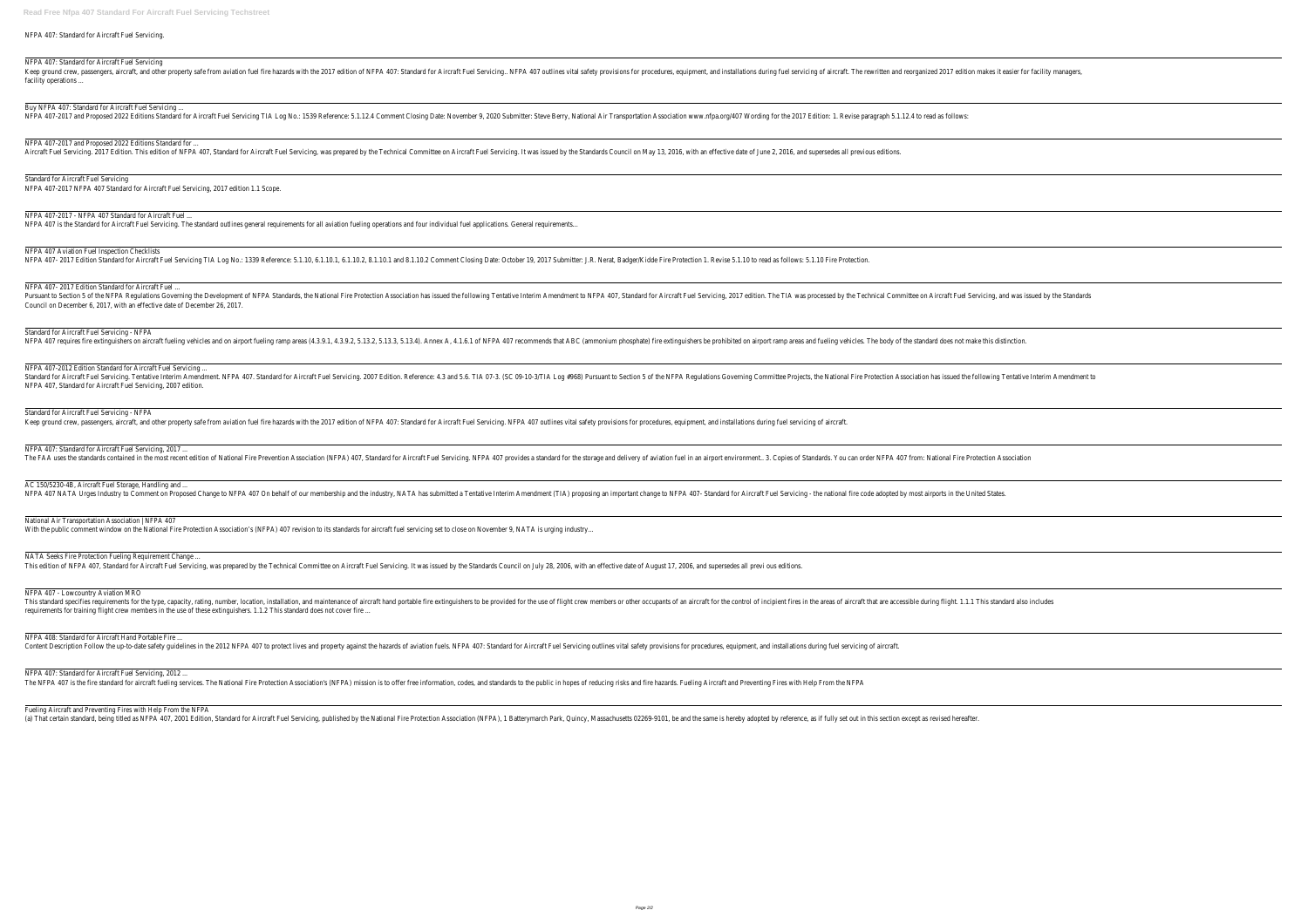NFPA 407: Standard for Aircraft Fuel Servicing.

NFPA 407: Standard for Aircraft Fuel Servicing
Keep ground crew, passengers, aircraft, and other property safe from aviation fuel fire hazards with the 2017 edition of NFPA 407: Standard for Aircraft Fuel Servicing.. NFPA 407 outlines vital safety provisions for procedures, equipment, and installations during fuel servicing of aircraft. The rewritten and reorganized 2017 edition makes it easier for facility managers, facility operations ...

Buy NFPA 407: Standard for Aircraft Fuel Servicing ...
NFPA 407-2017 and Proposed 2022 Editions Standard for Aircraft Fuel Servicing TIA Log No.: 1539 Reference: 5.1.12.4 Comment Closing Date: November 9, 2020 Submitter: Steve Berry, National Air Transportation Association www.nfpa.org/407 Wording for the 2017 Edition: 1. Revise paragraph 5.1.12.4 to read as follows:

NFPA 407-2017 and Proposed 2022 Editions Standard for ...
Aircraft Fuel Servicing. 2017 Edition. This edition of NFPA 407, Standard for Aircraft Fuel Servicing, was prepared by the Technical Committee on Aircraft Fuel Servicing. It was issued by the Standards Council on May 13, 2016, with an effective date of June 2, 2016, and supersedes all previous editions.

Standard for Aircraft Fuel Servicing
NFPA 407-2017 NFPA 407 Standard for Aircraft Fuel Servicing, 2017 edition 1.1 Scope.

NFPA 407-2017 - NFPA 407 Standard for Aircraft Fuel ...
NFPA 407 is the Standard for Aircraft Fuel Servicing. The standard outlines general requirements for all aviation fueling operations and four individual fuel applications. General requirements...

NFPA 407 Aviation Fuel Inspection Checklists
NFPA 407- 2017 Edition Standard for Aircraft Fuel Servicing TIA Log No.: 1339 Reference: 5.1.10, 6.1.10.1, 6.1.10.2, 8.1.10.1 and 8.1.10.2 Comment Closing Date: October 19, 2017 Submitter: J.R. Nerat, Badger/Kidde Fire Protection 1. Revise 5.1.10 to read as follows: 5.1.10 Fire Protection.

NFPA 407- 2017 Edition Standard for Aircraft Fuel ...
Pursuant to Section 5 of the NFPA Regulations Governing the Development of NFPA Standards, the National Fire Protection Association has issued the following Tentative Interim Amendment to NFPA 407, Standard for Aircraft Fuel Servicing, 2017 edition. The TIA was processed by the Technical Committee on Aircraft Fuel Servicing, and was issued by the Standards Council on December 6, 2017, with an effective date of December 26, 2017.

Standard for Aircraft Fuel Servicing - NFPA
NFPA 407 requires fire extinguishers on aircraft fueling vehicles and on airport fueling ramp areas (4.3.9.1, 4.3.9.2, 5.13.2, 5.13.3, 5.13.4). Annex A, 4.1.6.1 of NFPA 407 recommends that ABC (ammonium phosphate) fire extinguishers be prohibited on airport ramp areas and fueling vehicles. The body of the standard does not make this distinction.

NFPA 407-2012 Edition Standard for Aircraft Fuel Servicing ...
Standard for Aircraft Fuel Servicing. Tentative Interim Amendment. NFPA 407. Standard for Aircraft Fuel Servicing. 2007 Edition. Reference: 4.3 and 5.6. TIA 07-3. (SC 09-10-3/TIA Log #968) Pursuant to Section 5 of the NFPA Regulations Governing Committee Projects, the National Fire Protection Association has issued the following Tentative Interim Amendment to NFPA 407, Standard for Aircraft Fuel Servicing, 2007 edition.

Standard for Aircraft Fuel Servicing - NFPA
Keep ground crew, passengers, aircraft, and other property safe from aviation fuel fire hazards with the 2017 edition of NFPA 407: Standard for Aircraft Fuel Servicing. NFPA 407 outlines vital safety provisions for procedures, equipment, and installations during fuel servicing of aircraft.

NFPA 407: Standard for Aircraft Fuel Servicing, 2017 ...
The FAA uses the standards contained in the most recent edition of National Fire Prevention Association (NFPA) 407, Standard for Aircraft Fuel Servicing. NFPA 407 provides a standard for the storage and delivery of aviation fuel in an airport environment.. 3. Copies of Standards. You can order NFPA 407 from: National Fire Protection Association

AC 150/5230-4B, Aircraft Fuel Storage, Handling and ...
NFPA 407 NATA Urges Industry to Comment on Proposed Change to NFPA 407 On behalf of our membership and the industry, NATA has submitted a Tentative Interim Amendment (TIA) proposing an important change to NFPA 407- Standard for Aircraft Fuel Servicing - the national fire code adopted by most airports in the United States.

National Air Transportation Association | NFPA 407
With the public comment window on the National Fire Protection Association's (NFPA) 407 revision to its standards for aircraft fuel servicing set to close on November 9, NATA is urging industry...

NATA Seeks Fire Protection Fueling Requirement Change ...
This edition of NFPA 407, Standard for Aircraft Fuel Servicing, was prepared by the Technical Committee on Aircraft Fuel Servicing. It was issued by the Standards Council on July 28, 2006, with an effective date of August 17, 2006, and supersedes all previ ous editions.

NFPA 407 - Lowcountry Aviation MRO
This standard specifies requirements for the type, capacity, rating, number, location, installation, and maintenance of aircraft hand portable fire extinguishers to be provided for the use of flight crew members or other occupants of an aircraft for the control of incipient fires in the areas of aircraft that are accessible during flight. 1.1.1 This standard also includes requirements for training flight crew members in the use of these extinguishers. 1.1.2 This standard does not cover fire ...

NFPA 408: Standard for Aircraft Hand Portable Fire ...
Content Description Follow the up-to-date safety guidelines in the 2012 NFPA 407 to protect lives and property against the hazards of aviation fuels. NFPA 407: Standard for Aircraft Fuel Servicing outlines vital safety provisions for procedures, equipment, and installations during fuel servicing of aircraft.

NFPA 407: Standard for Aircraft Fuel Servicing, 2012 ...
The NFPA 407 is the fire standard for aircraft fueling services. The National Fire Protection Association's (NFPA) mission is to offer free information, codes, and standards to the public in hopes of reducing risks and fire hazards. Fueling Aircraft and Preventing Fires with Help From the NFPA

Fueling Aircraft and Preventing Fires with Help From the NFPA
(a) That certain standard, being titled as NFPA 407, 2001 Edition, Standard for Aircraft Fuel Servicing, published by the National Fire Protection Association (NFPA), 1 Batterymarch Park, Quincy, Massachusetts 02269-9101, be and the same is hereby adopted by reference, as if fully set out in this section except as revised hereafter.